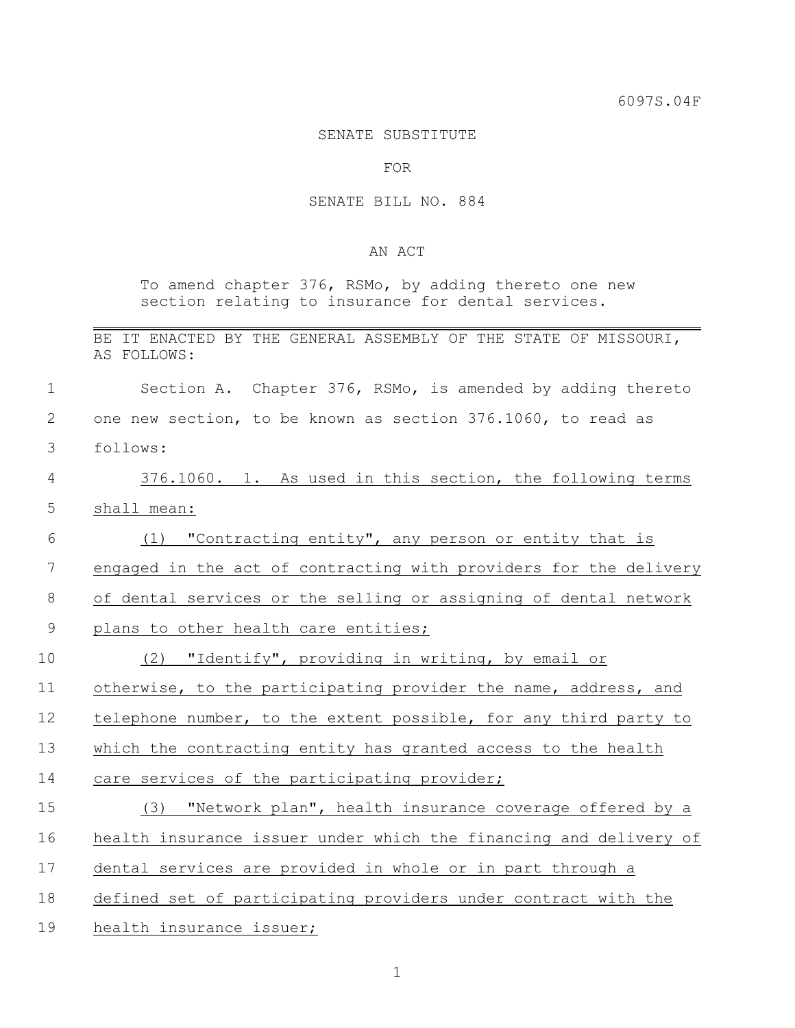6097S.04F

SENATE SUBSTITUTE

FOR

SENATE BILL NO. 884

AN ACT

To amend chapter 376, RSMo, by adding thereto one new section relating to insurance for dental services.

---

BE IT ENACTED BY THE GENERAL ASSEMBLY OF THE STATE OF MISSOURI, AS FOLLOWS:

Section A. Chapter 376, RSMo, is amended by adding thereto one new section, to be known as section 376.1060, to read as follows:

376.1060. 1. As used in this section, the following terms shall mean:

(1) "Contracting entity", any person or entity that is engaged in the act of contracting with providers for the delivery of dental services or the selling or assigning of dental network plans to other health care entities;

(2) "Identify", providing in writing, by email or otherwise, to the participating provider the name, address, and telephone number, to the extent possible, for any third party to which the contracting entity has granted access to the health care services of the participating provider;

(3) "Network plan", health insurance coverage offered by a health insurance issuer under which the financing and delivery of dental services are provided in whole or in part through a defined set of participating providers under contract with the health insurance issuer;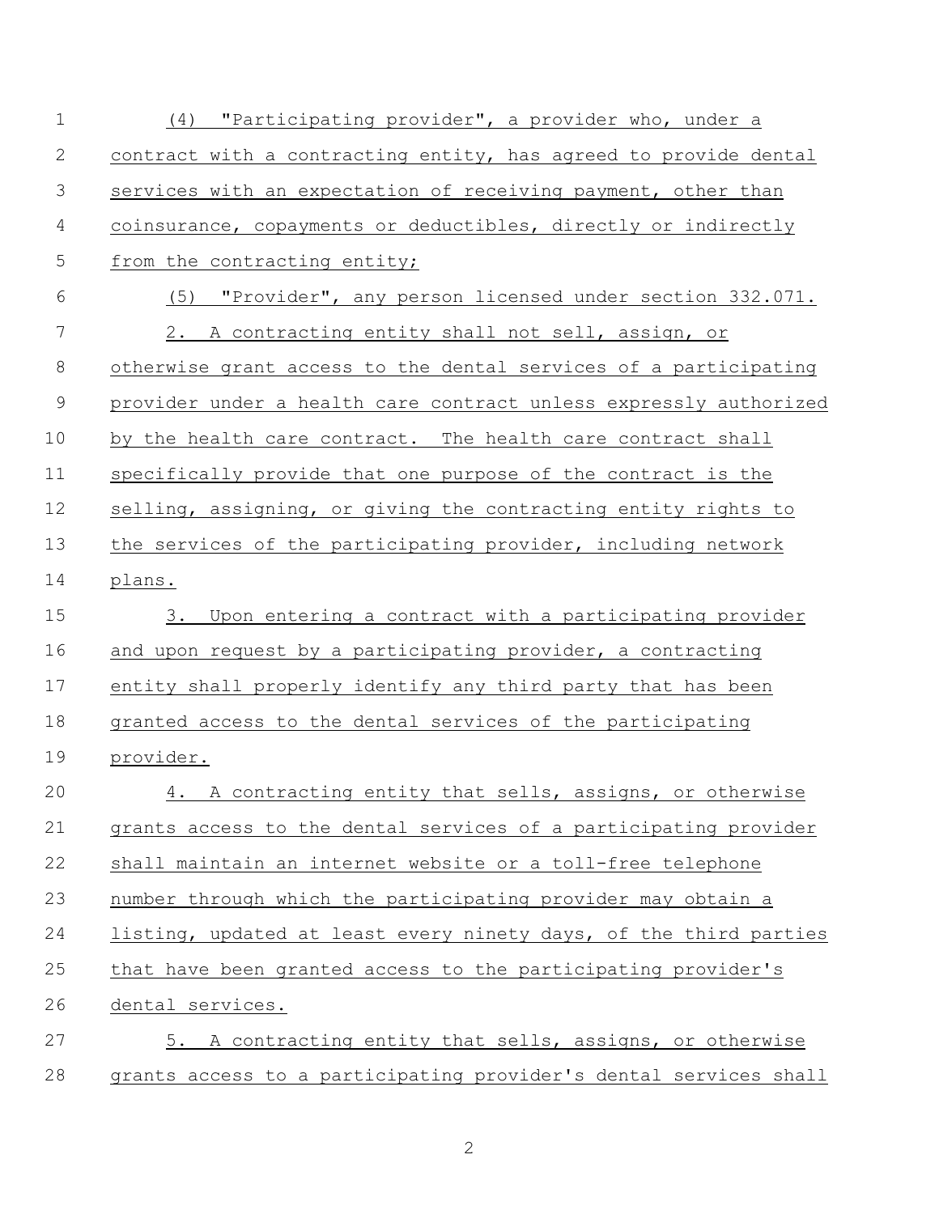(4) "Participating provider", a provider who, under a contract with a contracting entity, has agreed to provide dental services with an expectation of receiving payment, other than coinsurance, copayments or deductibles, directly or indirectly from the contracting entity;

(5) "Provider", any person licensed under section 332.071.

2. A contracting entity shall not sell, assign, or otherwise grant access to the dental services of a participating provider under a health care contract unless expressly authorized by the health care contract. The health care contract shall specifically provide that one purpose of the contract is the selling, assigning, or giving the contracting entity rights to the services of the participating provider, including network plans.

3. Upon entering a contract with a participating provider and upon request by a participating provider, a contracting entity shall properly identify any third party that has been granted access to the dental services of the participating provider.

4. A contracting entity that sells, assigns, or otherwise grants access to the dental services of a participating provider shall maintain an internet website or a toll-free telephone number through which the participating provider may obtain a listing, updated at least every ninety days, of the third parties that have been granted access to the participating provider's dental services.

5. A contracting entity that sells, assigns, or otherwise grants access to a participating provider's dental services shall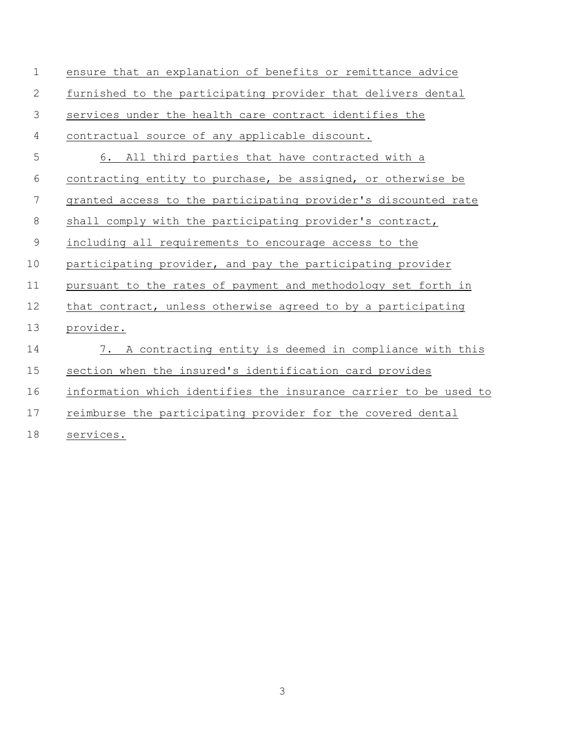ensure that an explanation of benefits or remittance advice furnished to the participating provider that delivers dental services under the health care contract identifies the contractual source of any applicable discount.

6. All third parties that have contracted with a contracting entity to purchase, be assigned, or otherwise be granted access to the participating provider's discounted rate shall comply with the participating provider's contract, including all requirements to encourage access to the participating provider, and pay the participating provider pursuant to the rates of payment and methodology set forth in that contract, unless otherwise agreed to by a participating provider.

7. A contracting entity is deemed in compliance with this section when the insured's identification card provides information which identifies the insurance carrier to be used to reimburse the participating provider for the covered dental services.